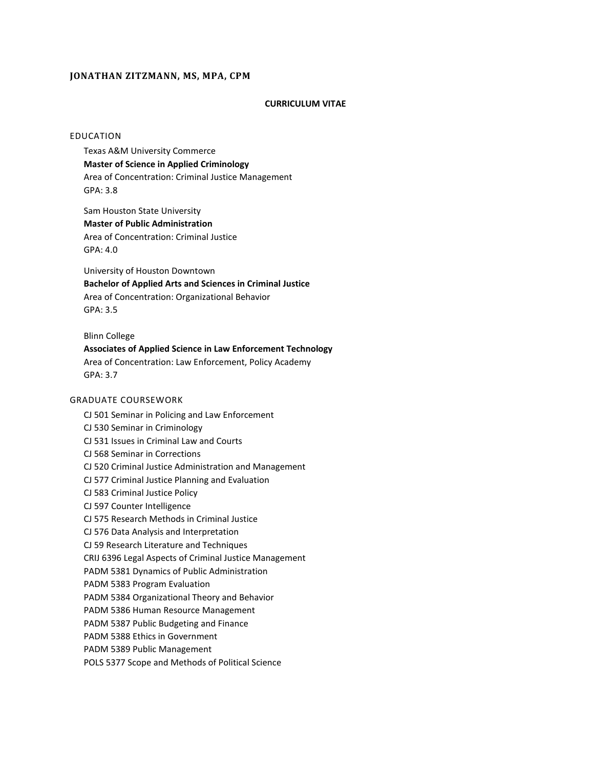# JONATHAN ZITZMANN, MS, MPA, CPM

**CURRICULUM VITAE**

## EDUCATION

Texas A&M University Commerce
**Master of Science in Applied Criminology**
Area of Concentration: Criminal Justice Management
GPA: 3.8

Sam Houston State University
**Master of Public Administration**
Area of Concentration: Criminal Justice
GPA: 4.0

University of Houston Downtown
**Bachelor of Applied Arts and Sciences in Criminal Justice**
Area of Concentration: Organizational Behavior
GPA: 3.5

Blinn College
**Associates of Applied Science in Law Enforcement Technology**
Area of Concentration: Law Enforcement, Policy Academy
GPA: 3.7

## GRADUATE COURSEWORK

CJ 501 Seminar in Policing and Law Enforcement
CJ 530 Seminar in Criminology
CJ 531 Issues in Criminal Law and Courts
CJ 568 Seminar in Corrections
CJ 520 Criminal Justice Administration and Management
CJ 577 Criminal Justice Planning and Evaluation
CJ 583 Criminal Justice Policy
CJ 597 Counter Intelligence
CJ 575 Research Methods in Criminal Justice
CJ 576 Data Analysis and Interpretation
CJ 59 Research Literature and Techniques
CRIJ 6396 Legal Aspects of Criminal Justice Management
PADM 5381 Dynamics of Public Administration
PADM 5383 Program Evaluation
PADM 5384 Organizational Theory and Behavior
PADM 5386 Human Resource Management
PADM 5387 Public Budgeting and Finance
PADM 5388 Ethics in Government
PADM 5389 Public Management
POLS 5377 Scope and Methods of Political Science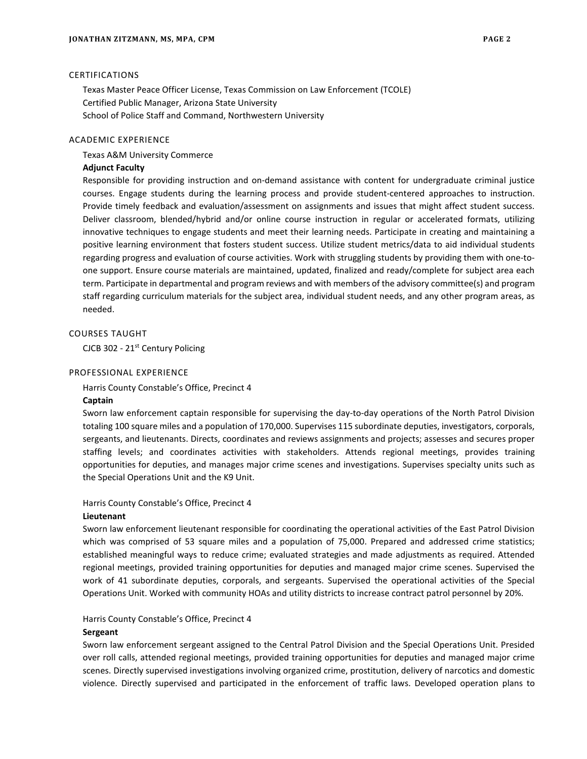## CERTIFICATIONS

Texas Master Peace Officer License, Texas Commission on Law Enforcement (TCOLE)
Certified Public Manager, Arizona State University
School of Police Staff and Command, Northwestern University

## ACADEMIC EXPERIENCE

Texas A&M University Commerce
**Adjunct Faculty**
Responsible for providing instruction and on-demand assistance with content for undergraduate criminal justice courses. Engage students during the learning process and provide student-centered approaches to instruction. Provide timely feedback and evaluation/assessment on assignments and issues that might affect student success. Deliver classroom, blended/hybrid and/or online course instruction in regular or accelerated formats, utilizing innovative techniques to engage students and meet their learning needs. Participate in creating and maintaining a positive learning environment that fosters student success. Utilize student metrics/data to aid individual students regarding progress and evaluation of course activities. Work with struggling students by providing them with one-to-one support. Ensure course materials are maintained, updated, finalized and ready/complete for subject area each term. Participate in departmental and program reviews and with members of the advisory committee(s) and program staff regarding curriculum materials for the subject area, individual student needs, and any other program areas, as needed.

## COURSES TAUGHT

CJCB 302 - 21st Century Policing

## PROFESSIONAL EXPERIENCE

Harris County Constable's Office, Precinct 4
**Captain**
Sworn law enforcement captain responsible for supervising the day-to-day operations of the North Patrol Division totaling 100 square miles and a population of 170,000. Supervises 115 subordinate deputies, investigators, corporals, sergeants, and lieutenants. Directs, coordinates and reviews assignments and projects; assesses and secures proper staffing levels; and coordinates activities with stakeholders. Attends regional meetings, provides training opportunities for deputies, and manages major crime scenes and investigations. Supervises specialty units such as the Special Operations Unit and the K9 Unit.

Harris County Constable's Office, Precinct 4
**Lieutenant**
Sworn law enforcement lieutenant responsible for coordinating the operational activities of the East Patrol Division which was comprised of 53 square miles and a population of 75,000. Prepared and addressed crime statistics; established meaningful ways to reduce crime; evaluated strategies and made adjustments as required. Attended regional meetings, provided training opportunities for deputies and managed major crime scenes. Supervised the work of 41 subordinate deputies, corporals, and sergeants. Supervised the operational activities of the Special Operations Unit. Worked with community HOAs and utility districts to increase contract patrol personnel by 20%.

Harris County Constable's Office, Precinct 4
**Sergeant**
Sworn law enforcement sergeant assigned to the Central Patrol Division and the Special Operations Unit. Presided over roll calls, attended regional meetings, provided training opportunities for deputies and managed major crime scenes. Directly supervised investigations involving organized crime, prostitution, delivery of narcotics and domestic violence. Directly supervised and participated in the enforcement of traffic laws. Developed operation plans to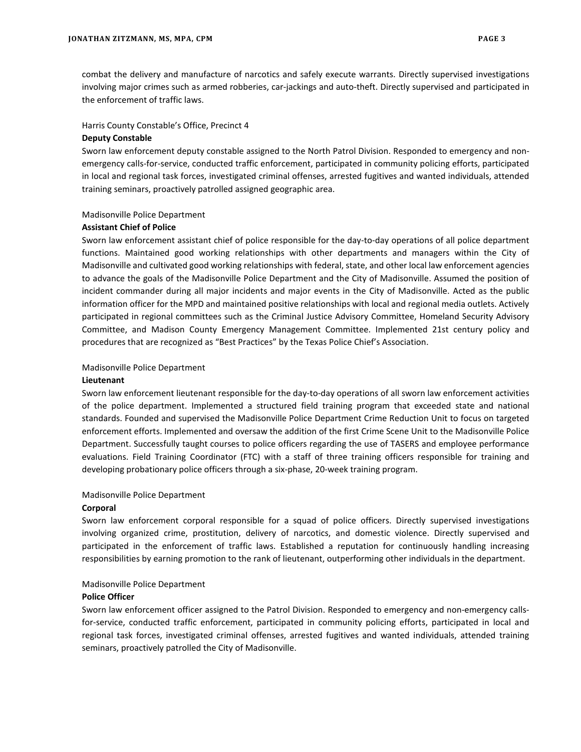combat the delivery and manufacture of narcotics and safely execute warrants. Directly supervised investigations involving major crimes such as armed robberies, car-jackings and auto-theft. Directly supervised and participated in the enforcement of traffic laws.

Harris County Constable's Office, Precinct 4

**Deputy Constable**

Sworn law enforcement deputy constable assigned to the North Patrol Division. Responded to emergency and non-emergency calls-for-service, conducted traffic enforcement, participated in community policing efforts, participated in local and regional task forces, investigated criminal offenses, arrested fugitives and wanted individuals, attended training seminars, proactively patrolled assigned geographic area.

Madisonville Police Department

**Assistant Chief of Police**

Sworn law enforcement assistant chief of police responsible for the day-to-day operations of all police department functions. Maintained good working relationships with other departments and managers within the City of Madisonville and cultivated good working relationships with federal, state, and other local law enforcement agencies to advance the goals of the Madisonville Police Department and the City of Madisonville. Assumed the position of incident commander during all major incidents and major events in the City of Madisonville. Acted as the public information officer for the MPD and maintained positive relationships with local and regional media outlets. Actively participated in regional committees such as the Criminal Justice Advisory Committee, Homeland Security Advisory Committee, and Madison County Emergency Management Committee. Implemented 21st century policy and procedures that are recognized as "Best Practices" by the Texas Police Chief's Association.

Madisonville Police Department

**Lieutenant**

Sworn law enforcement lieutenant responsible for the day-to-day operations of all sworn law enforcement activities of the police department. Implemented a structured field training program that exceeded state and national standards. Founded and supervised the Madisonville Police Department Crime Reduction Unit to focus on targeted enforcement efforts. Implemented and oversaw the addition of the first Crime Scene Unit to the Madisonville Police Department. Successfully taught courses to police officers regarding the use of TASERS and employee performance evaluations. Field Training Coordinator (FTC) with a staff of three training officers responsible for training and developing probationary police officers through a six-phase, 20-week training program.

Madisonville Police Department

**Corporal**

Sworn law enforcement corporal responsible for a squad of police officers. Directly supervised investigations involving organized crime, prostitution, delivery of narcotics, and domestic violence. Directly supervised and participated in the enforcement of traffic laws. Established a reputation for continuously handling increasing responsibilities by earning promotion to the rank of lieutenant, outperforming other individuals in the department.

Madisonville Police Department

**Police Officer**

Sworn law enforcement officer assigned to the Patrol Division. Responded to emergency and non-emergency calls-for-service, conducted traffic enforcement, participated in community policing efforts, participated in local and regional task forces, investigated criminal offenses, arrested fugitives and wanted individuals, attended training seminars, proactively patrolled the City of Madisonville.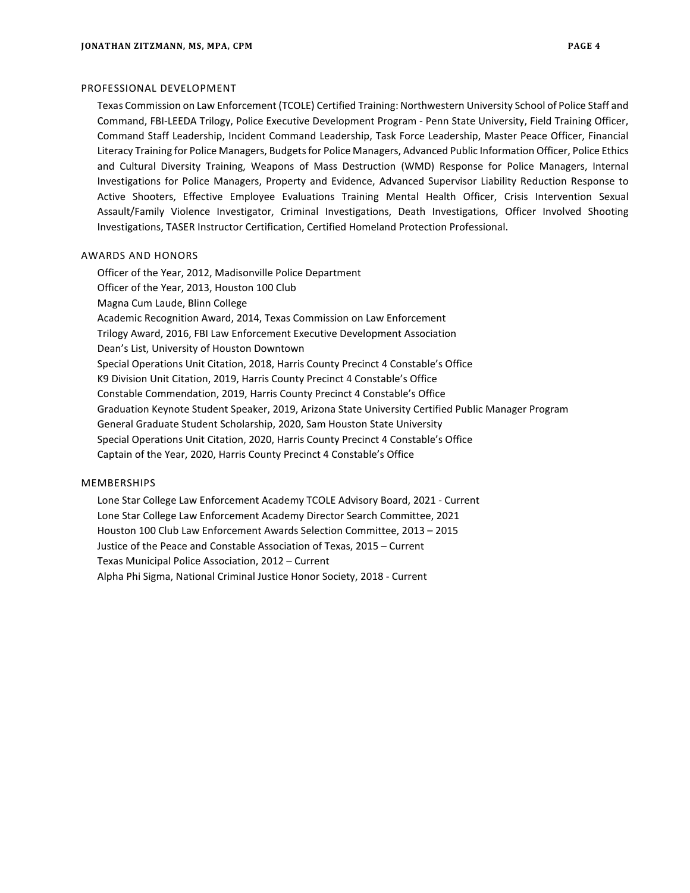## PROFESSIONAL DEVELOPMENT

Texas Commission on Law Enforcement (TCOLE) Certified Training: Northwestern University School of Police Staff and Command, FBI-LEEDA Trilogy, Police Executive Development Program - Penn State University, Field Training Officer, Command Staff Leadership, Incident Command Leadership, Task Force Leadership, Master Peace Officer, Financial Literacy Training for Police Managers, Budgets for Police Managers, Advanced Public Information Officer, Police Ethics and Cultural Diversity Training, Weapons of Mass Destruction (WMD) Response for Police Managers, Internal Investigations for Police Managers, Property and Evidence, Advanced Supervisor Liability Reduction Response to Active Shooters, Effective Employee Evaluations Training Mental Health Officer, Crisis Intervention Sexual Assault/Family Violence Investigator, Criminal Investigations, Death Investigations, Officer Involved Shooting Investigations, TASER Instructor Certification, Certified Homeland Protection Professional.

## AWARDS AND HONORS

Officer of the Year, 2012, Madisonville Police Department
Officer of the Year, 2013, Houston 100 Club
Magna Cum Laude, Blinn College
Academic Recognition Award, 2014, Texas Commission on Law Enforcement
Trilogy Award, 2016, FBI Law Enforcement Executive Development Association
Dean's List, University of Houston Downtown
Special Operations Unit Citation, 2018, Harris County Precinct 4 Constable's Office
K9 Division Unit Citation, 2019, Harris County Precinct 4 Constable's Office
Constable Commendation, 2019, Harris County Precinct 4 Constable's Office
Graduation Keynote Student Speaker, 2019, Arizona State University Certified Public Manager Program
General Graduate Student Scholarship, 2020, Sam Houston State University
Special Operations Unit Citation, 2020, Harris County Precinct 4 Constable's Office
Captain of the Year, 2020, Harris County Precinct 4 Constable's Office

## MEMBERSHIPS

Lone Star College Law Enforcement Academy TCOLE Advisory Board, 2021 - Current
Lone Star College Law Enforcement Academy Director Search Committee, 2021
Houston 100 Club Law Enforcement Awards Selection Committee, 2013 – 2015
Justice of the Peace and Constable Association of Texas, 2015 – Current
Texas Municipal Police Association, 2012 – Current
Alpha Phi Sigma, National Criminal Justice Honor Society, 2018 - Current